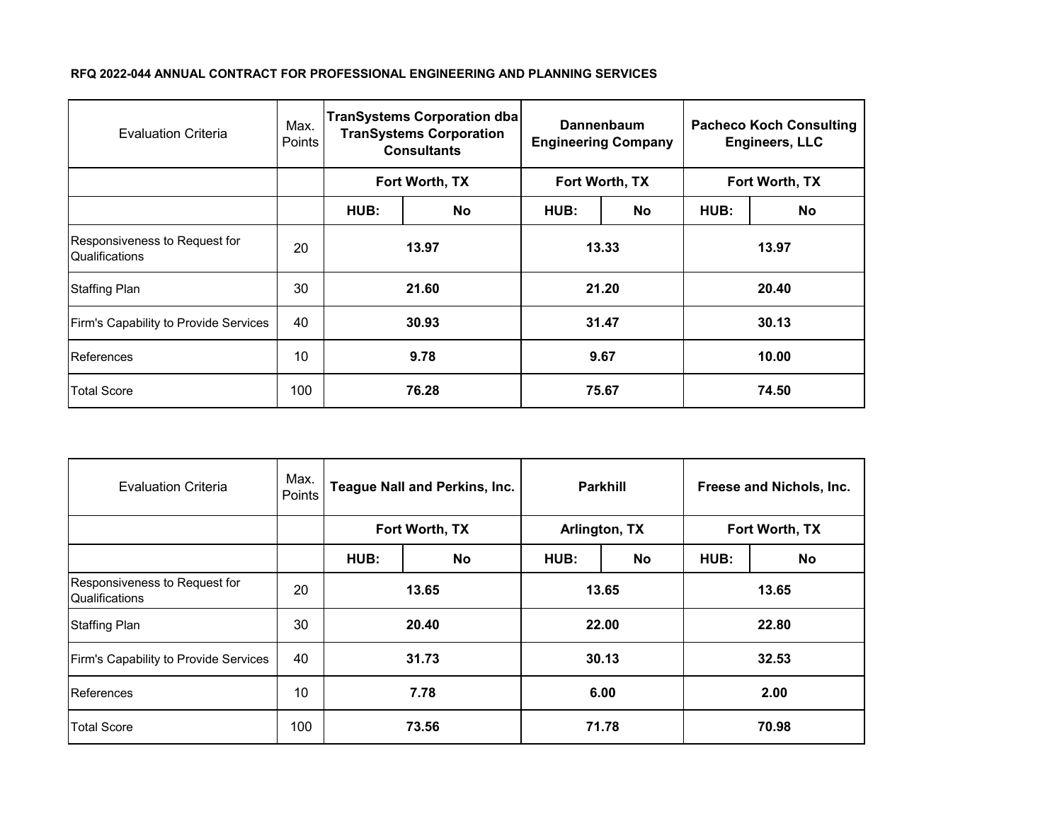**RFQ 2022-044 ANNUAL CONTRACT FOR PROFESSIONAL ENGINEERING AND PLANNING SERVICES**

| Evaluation Criteria | Max. Points | TranSystems Corporation dba TranSystems Corporation Consultants | | Dannenbaum Engineering Company | | Pacheco Koch Consulting Engineers, LLC | |
|---|---|---|---|---|---|---|---|
| | | Fort Worth, TX | | Fort Worth, TX | | Fort Worth, TX | |
| | | HUB: | No | HUB: | No | HUB: | No |
| Responsiveness to Request for Qualifications | 20 | 13.97 | | 13.33 | | 13.97 | |
| Staffing Plan | 30 | 21.60 | | 21.20 | | 20.40 | |
| Firm's Capability to Provide Services | 40 | 30.93 | | 31.47 | | 30.13 | |
| References | 10 | 9.78 | | 9.67 | | 10.00 | |
| Total Score | 100 | 76.28 | | 75.67 | | 74.50 | |

| Evaluation Criteria | Max. Points | Teague Nall and Perkins, Inc. | | Parkhill | | Freese and Nichols, Inc. | |
|---|---|---|---|---|---|---|---|
| | | Fort Worth, TX | | Arlington, TX | | Fort Worth, TX | |
| | | HUB: | No | HUB: | No | HUB: | No |
| Responsiveness to Request for Qualifications | 20 | 13.65 | | 13.65 | | 13.65 | |
| Staffing Plan | 30 | 20.40 | | 22.00 | | 22.80 | |
| Firm's Capability to Provide Services | 40 | 31.73 | | 30.13 | | 32.53 | |
| References | 10 | 7.78 | | 6.00 | | 2.00 | |
| Total Score | 100 | 73.56 | | 71.78 | | 70.98 | |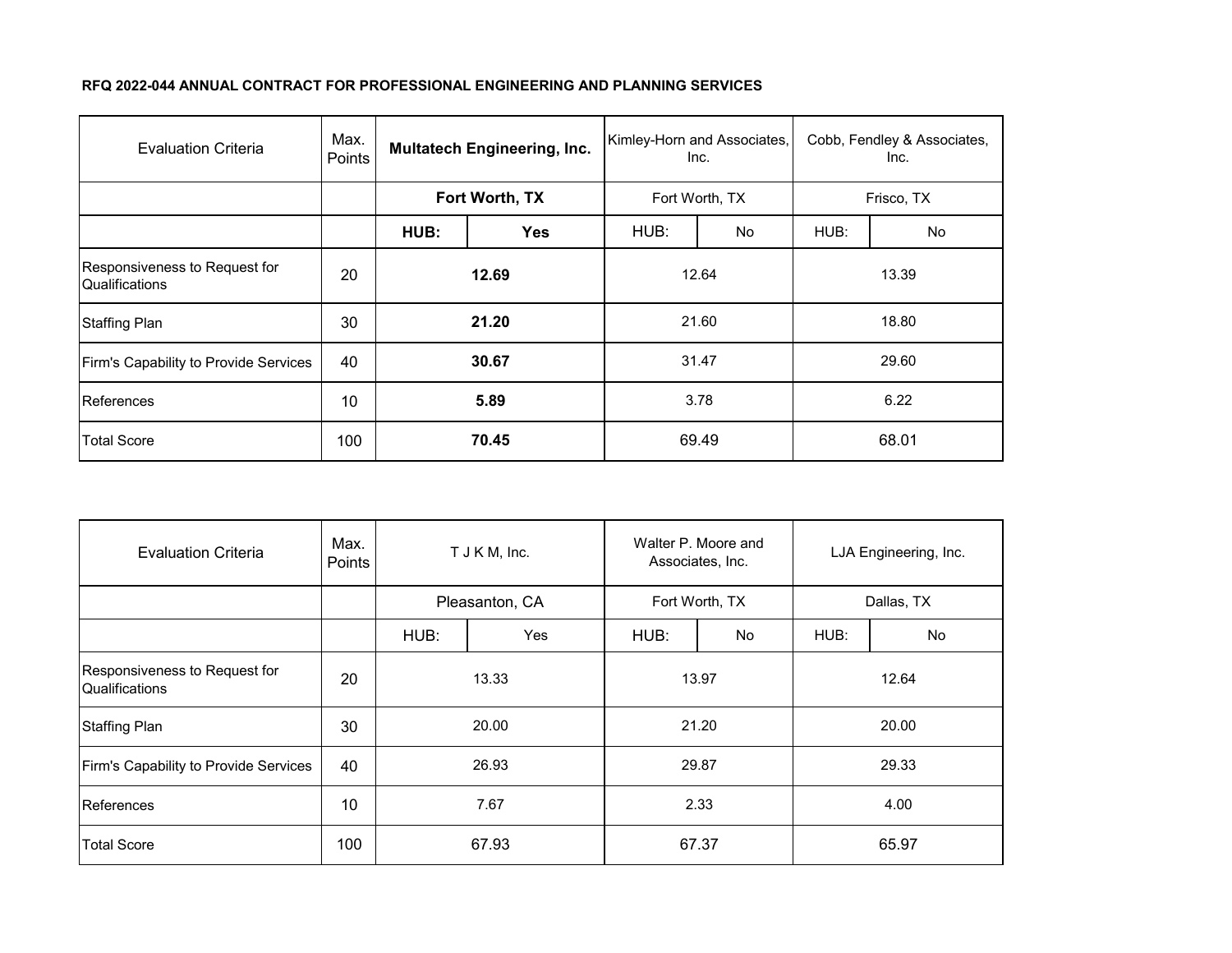**RFQ 2022-044 ANNUAL CONTRACT FOR PROFESSIONAL ENGINEERING AND PLANNING SERVICES**

| Evaluation Criteria | Max. Points | **Multatech Engineering, Inc.** | | Kimley-Horn and Associates, Inc. | | Cobb, Fendley & Associates, Inc. | |
|---|---|---|---|---|---|---|---|
| | | **Fort Worth, TX** | | Fort Worth, TX | | Frisco, TX | |
| | | **HUB:** | **Yes** | HUB: | No | HUB: | No |
| Responsiveness to Request for Qualifications | 20 | **12.69** | | 12.64 | | 13.39 | |
| Staffing Plan | 30 | **21.20** | | 21.60 | | 18.80 | |
| Firm's Capability to Provide Services | 40 | **30.67** | | 31.47 | | 29.60 | |
| References | 10 | **5.89** | | 3.78 | | 6.22 | |
| Total Score | 100 | **70.45** | | 69.49 | | 68.01 | |

| Evaluation Criteria | Max. Points | T J K M, Inc. | | Walter P. Moore and Associates, Inc. | | LJA Engineering, Inc. | |
|---|---|---|---|---|---|---|---|
| | | Pleasanton, CA | | Fort Worth, TX | | Dallas, TX | |
| | | HUB: | Yes | HUB: | No | HUB: | No |
| Responsiveness to Request for Qualifications | 20 | 13.33 | | 13.97 | | 12.64 | |
| Staffing Plan | 30 | 20.00 | | 21.20 | | 20.00 | |
| Firm's Capability to Provide Services | 40 | 26.93 | | 29.87 | | 29.33 | |
| References | 10 | 7.67 | | 2.33 | | 4.00 | |
| Total Score | 100 | 67.93 | | 67.37 | | 65.97 | |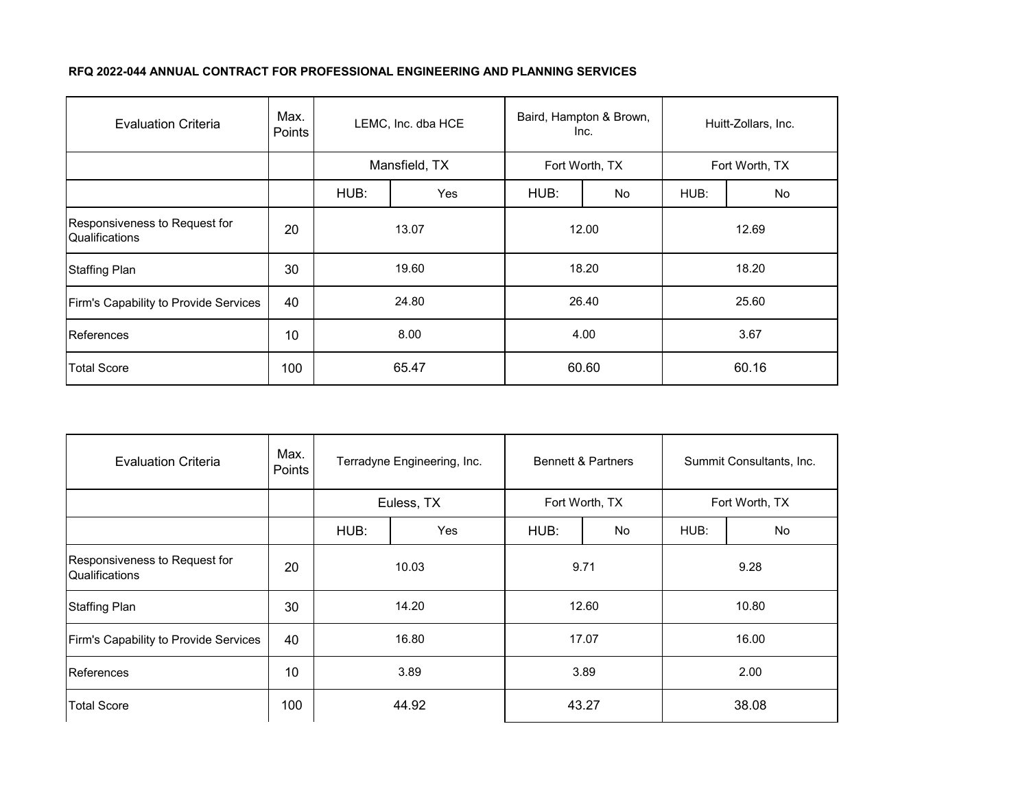**RFQ 2022-044 ANNUAL CONTRACT FOR PROFESSIONAL ENGINEERING AND PLANNING SERVICES**

| Evaluation Criteria | Max. Points | LEMC, Inc. dba HCE | | Baird, Hampton & Brown, Inc. | | Huitt-Zollars, Inc. | |
|---|---|---|---|---|---|---|---|
| | | Mansfield, TX | | Fort Worth, TX | | Fort Worth, TX | |
| | | HUB: | Yes | HUB: | No | HUB: | No |
| Responsiveness to Request for Qualifications | 20 | 13.07 | | 12.00 | | 12.69 | |
| Staffing Plan | 30 | 19.60 | | 18.20 | | 18.20 | |
| Firm's Capability to Provide Services | 40 | 24.80 | | 26.40 | | 25.60 | |
| References | 10 | 8.00 | | 4.00 | | 3.67 | |
| Total Score | 100 | 65.47 | | 60.60 | | 60.16 | |

| Evaluation Criteria | Max. Points | Terradyne Engineering, Inc. | | Bennett & Partners | | Summit Consultants, Inc. | |
|---|---|---|---|---|---|---|---|
| | | Euless, TX | | Fort Worth, TX | | Fort Worth, TX | |
| | | HUB: | Yes | HUB: | No | HUB: | No |
| Responsiveness to Request for Qualifications | 20 | 10.03 | | 9.71 | | 9.28 | |
| Staffing Plan | 30 | 14.20 | | 12.60 | | 10.80 | |
| Firm's Capability to Provide Services | 40 | 16.80 | | 17.07 | | 16.00 | |
| References | 10 | 3.89 | | 3.89 | | 2.00 | |
| Total Score | 100 | 44.92 | | 43.27 | | 38.08 | |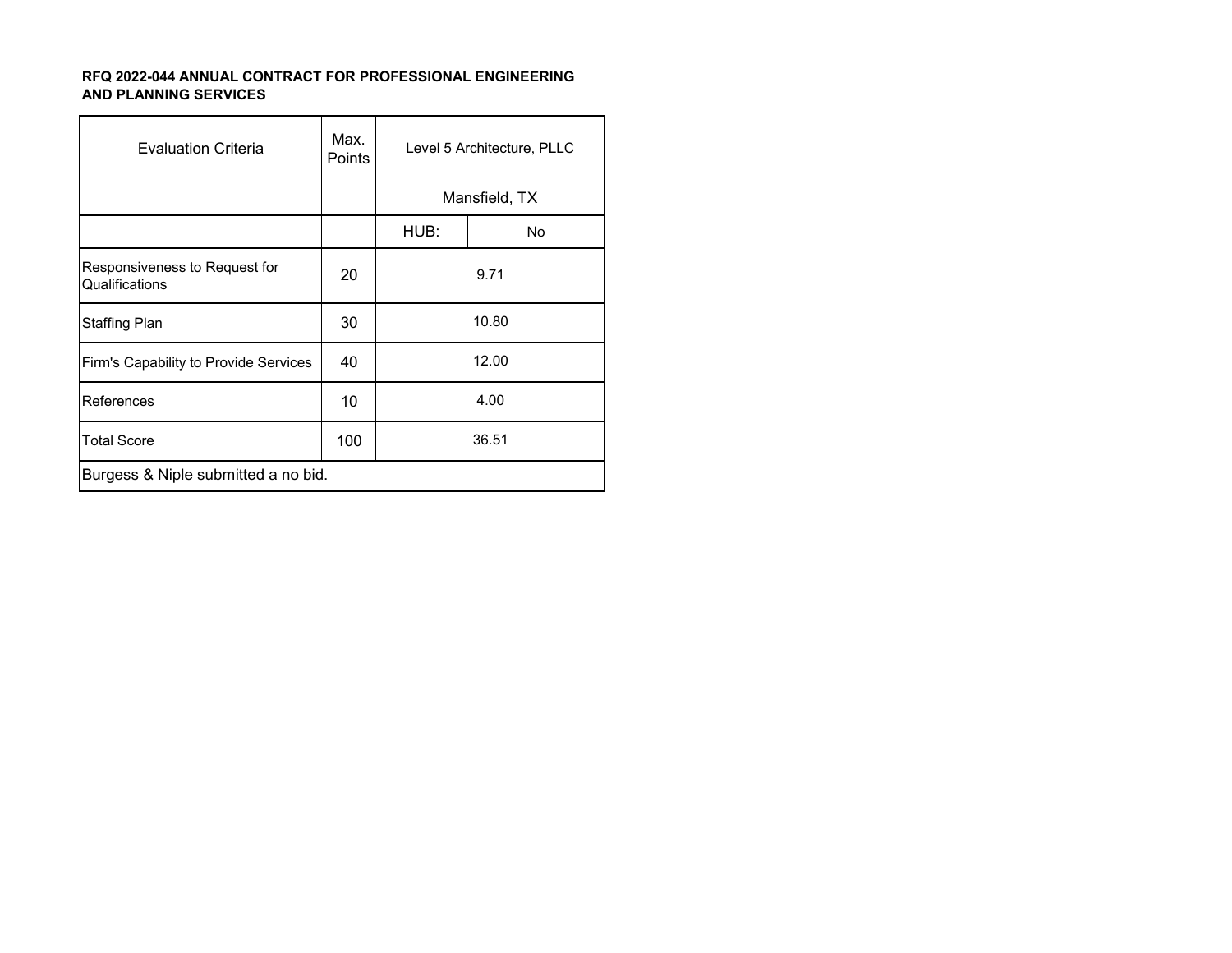**RFQ 2022-044 ANNUAL CONTRACT FOR PROFESSIONAL ENGINEERING AND PLANNING SERVICES**

| Evaluation Criteria | Max. Points | Level 5 Architecture, PLLC | |
|---|---|---|---|
| | | Mansfield, TX | |
| | | HUB: | No |
| Responsiveness to Request for Qualifications | 20 | 9.71 | |
| Staffing Plan | 30 | 10.80 | |
| Firm's Capability to Provide Services | 40 | 12.00 | |
| References | 10 | 4.00 | |
| Total Score | 100 | 36.51 | |
| Burgess & Niple submitted a no bid. | | | |